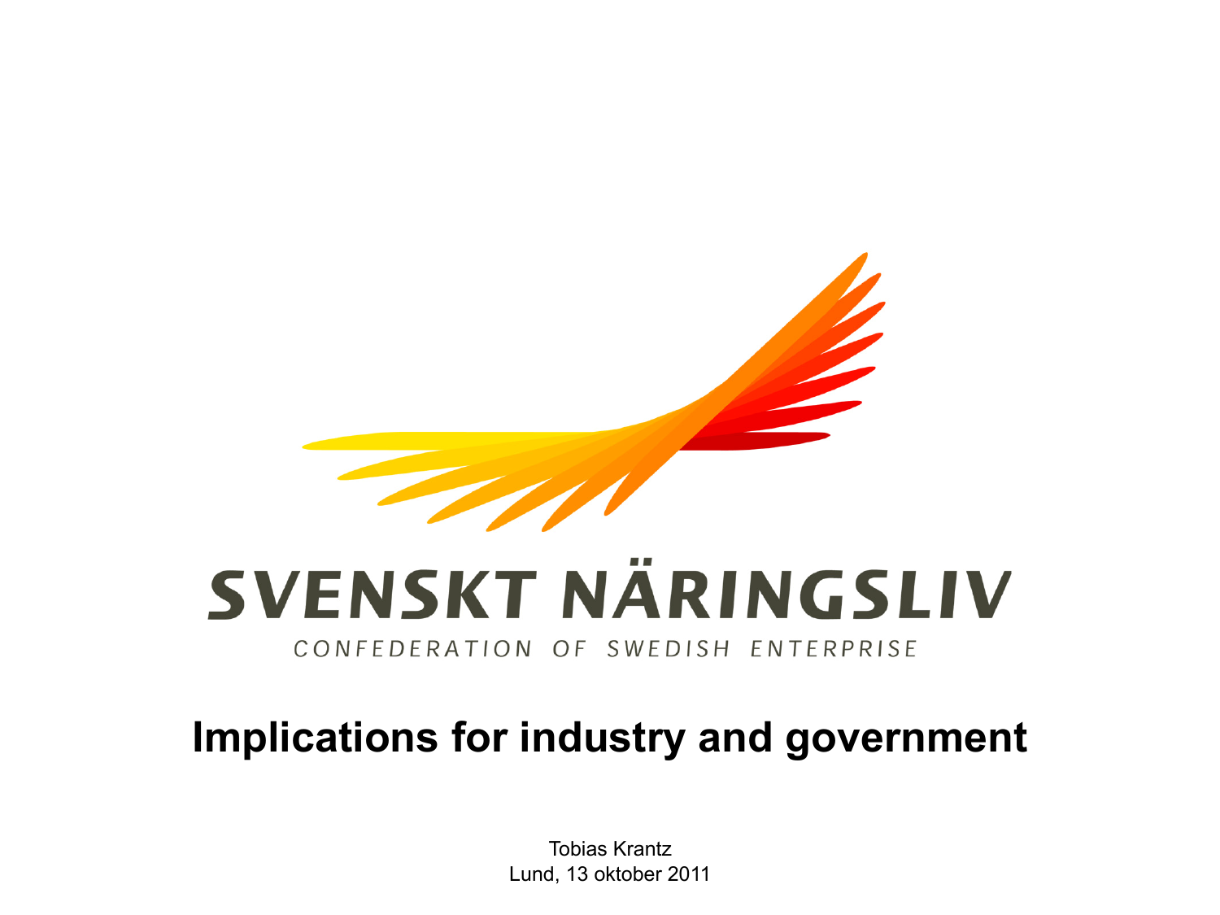SVENSKT NÄRINGSLIV

CONFEDERATION OF SWEDISH ENTERPRISE

# Implications for industry and government

Tobias Krantz
Lund, 13 oktober 2011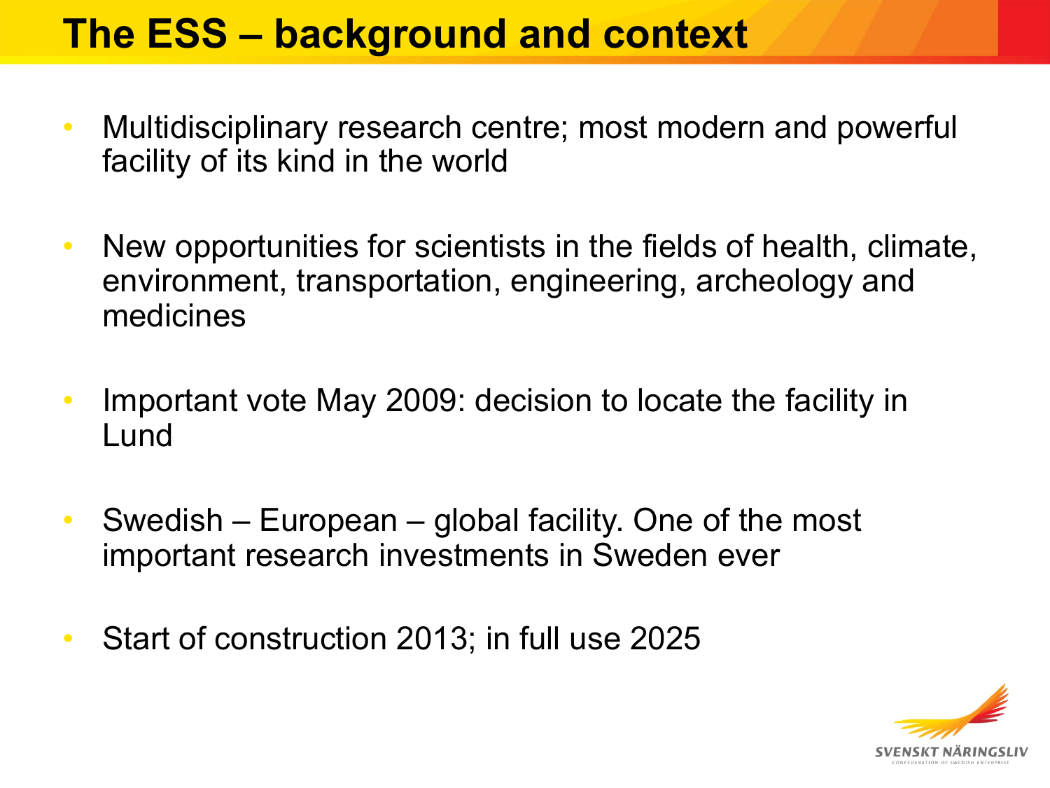# The ESS – background and context

- Multidisciplinary research centre; most modern and powerful facility of its kind in the world
- New opportunities for scientists in the fields of health, climate, environment, transportation, engineering, archeology and medicines
- Important vote May 2009: decision to locate the facility in Lund
- Swedish – European – global facility. One of the most important research investments in Sweden ever
- Start of construction 2013; in full use 2025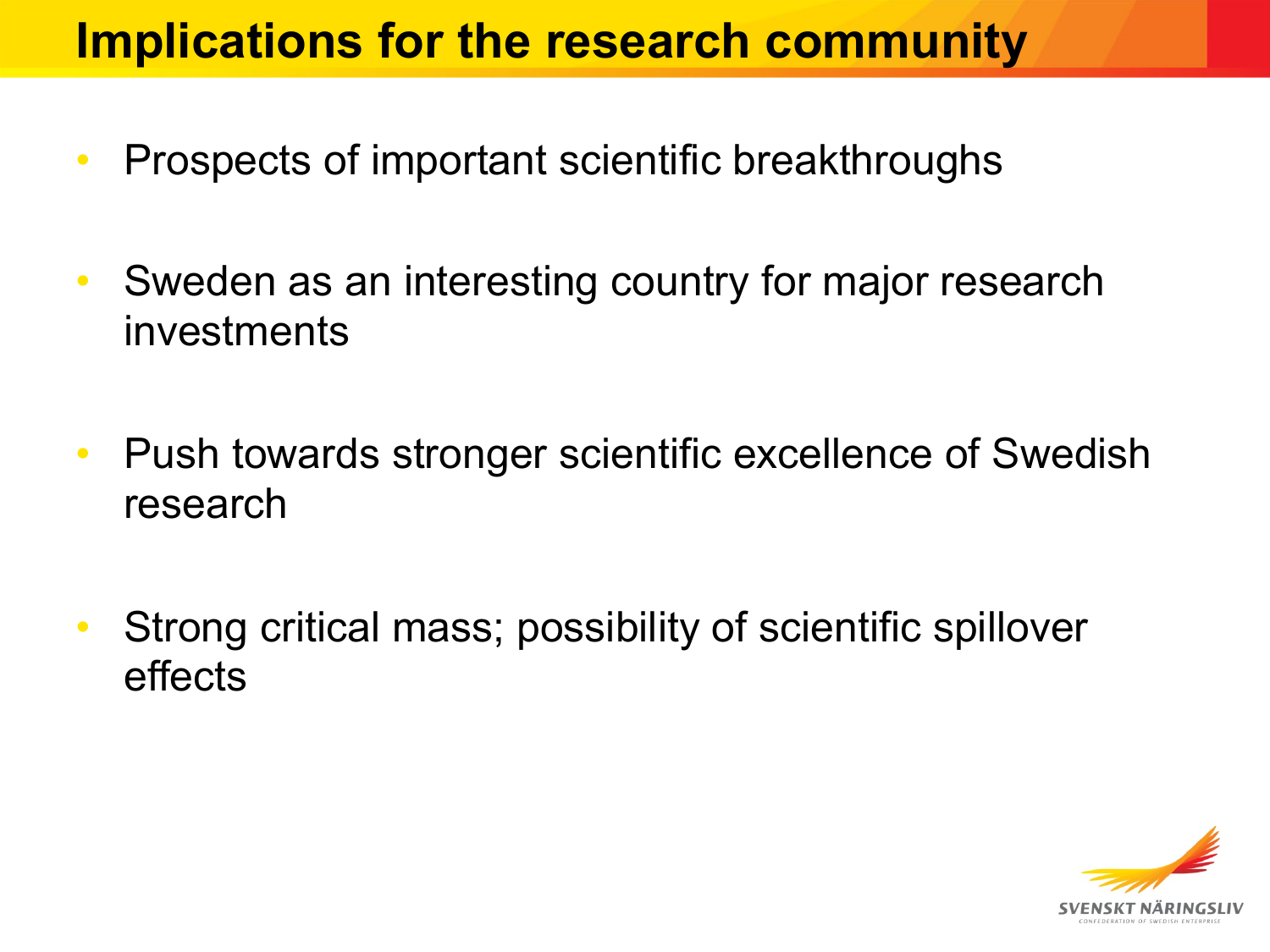# Implications for the research community

- Prospects of important scientific breakthroughs
- Sweden as an interesting country for major research investments
- Push towards stronger scientific excellence of Swedish research
- Strong critical mass; possibility of scientific spillover effects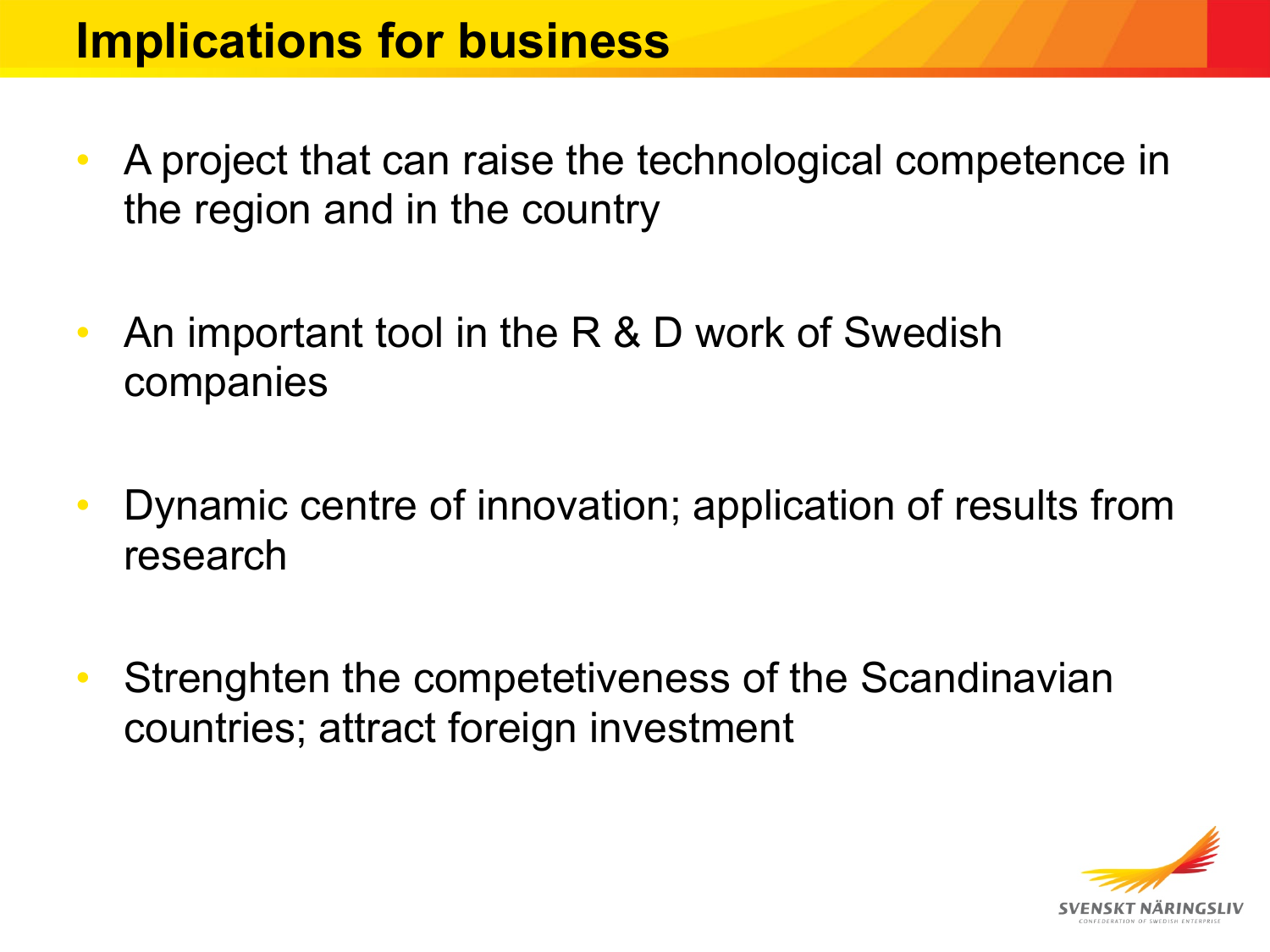# Implications for business

- A project that can raise the technological competence in the region and in the country
- An important tool in the R & D work of Swedish companies
- Dynamic centre of innovation; application of results from research
- Strenghten the competetiveness of the Scandinavian countries; attract foreign investment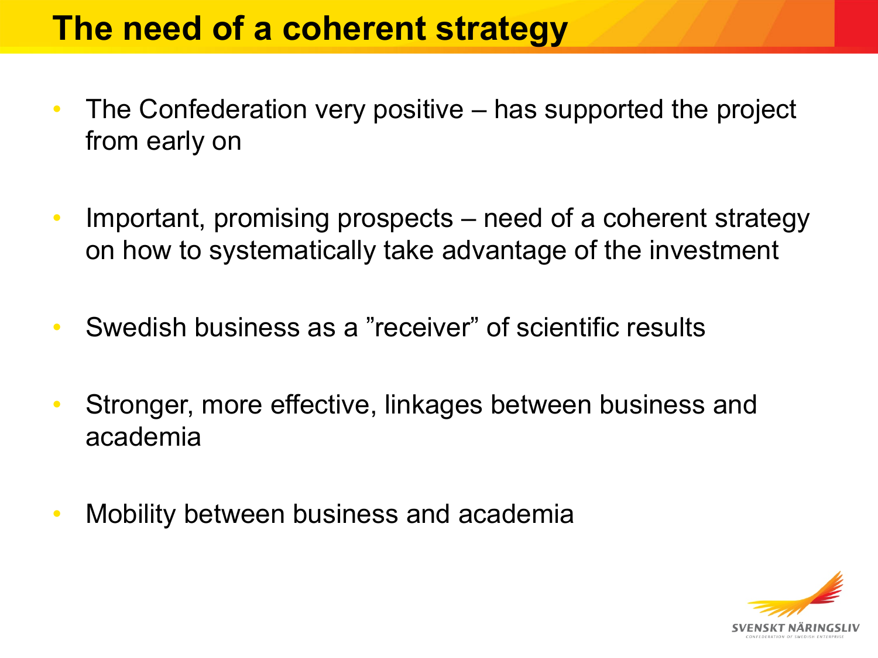# The need of a coherent strategy

- The Confederation very positive – has supported the project from early on
- Important, promising prospects – need of a coherent strategy on how to systematically take advantage of the investment
- Swedish business as a ”receiver” of scientific results
- Stronger, more effective, linkages between business and academia
- Mobility between business and academia